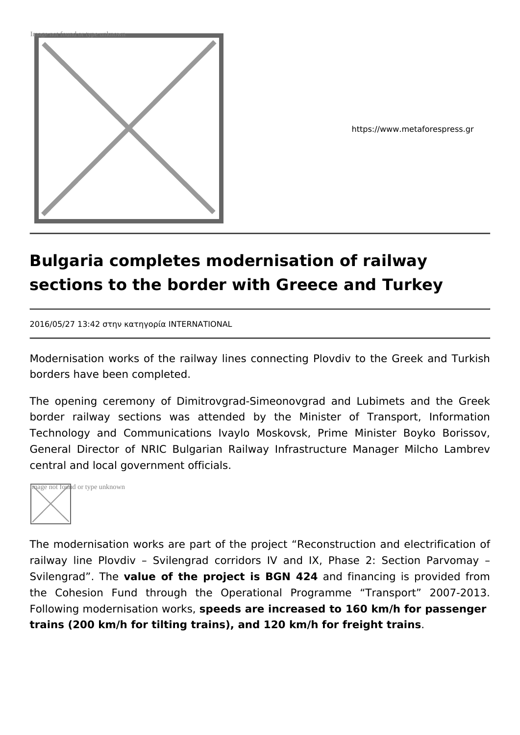https://www.metaforespress.gr

# Bulgaria completes modernisation of railway sections to the border with Greece and Turkey

2016/05/27 13:42 στην κατηγορία INTERNATIONAL

Modernisation works of the railway lines connecting Plovdiv to the Greek and Turkish borders have been completed.

The opening ceremony of Dimitrovgrad-Simeonovgrad and Lubimets and the Greek border railway sections was attended by the Minister of Transport, Information Technology and Communications Ivaylo Moskovsk, Prime Minister Boyko Borissov, General Director of NRIC Bulgarian Railway Infrastructure Manager Milcho Lambrev central and local government officials.

The modernisation works are part of the project “Reconstruction and electrification of railway line Plovdiv – Svilengrad corridors IV and IX, Phase 2: Section Parvomay – Svilengrad”. The **value of the project is BGN 424** and financing is provided from the Cohesion Fund through the Operational Programme “Transport” 2007-2013. Following modernisation works, **speeds are increased to 160 km/h for passenger trains (200 km/h for tilting trains), and 120 km/h for freight trains**.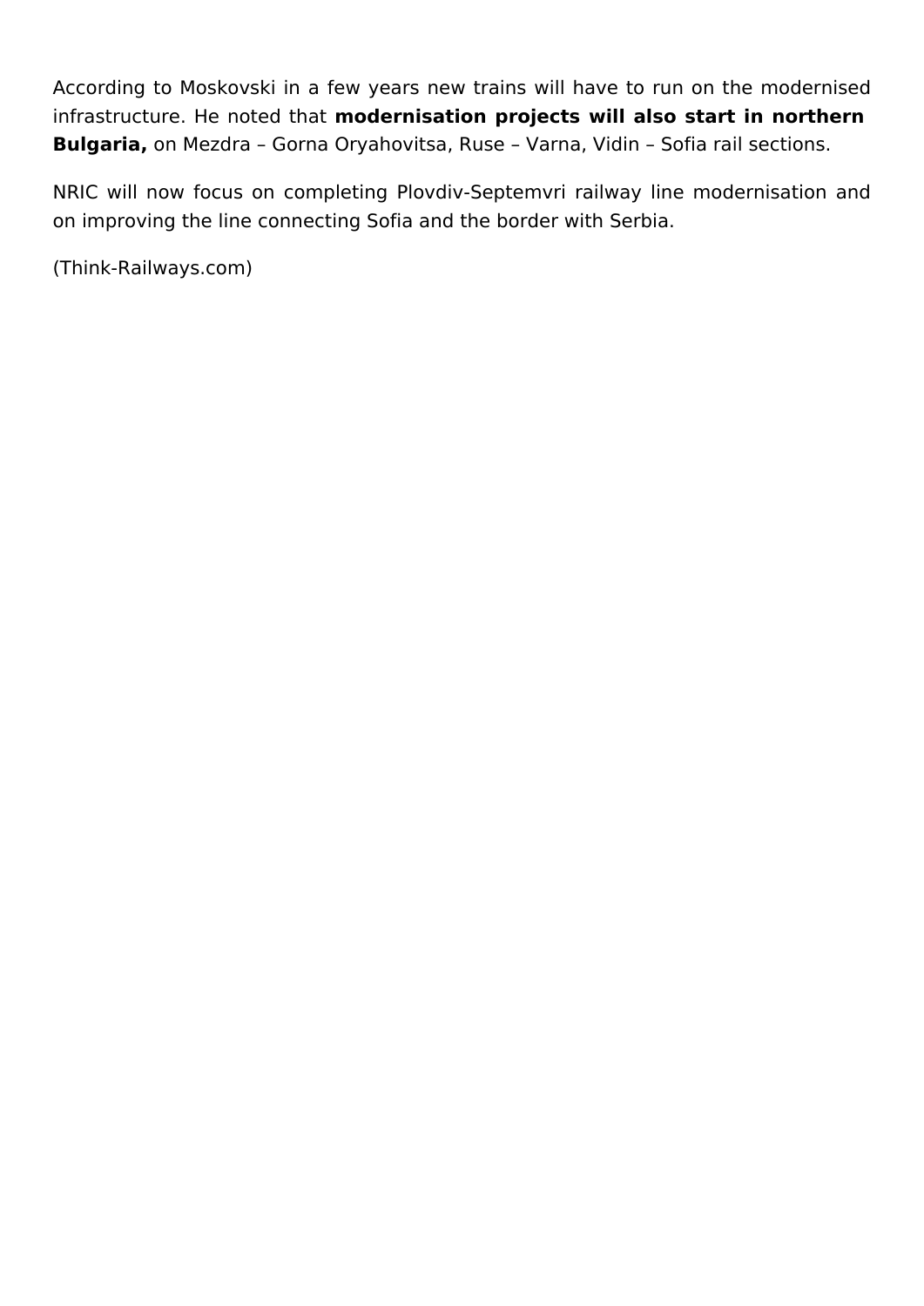According to Moskovski in a few years new trains will have to run on the modernised infrastructure. He noted that **modernisation projects will also start in northern Bulgaria,** on Mezdra – Gorna Oryahovitsa, Ruse – Varna, Vidin – Sofia rail sections.

NRIC will now focus on completing Plovdiv-Septemvri railway line modernisation and on improving the line connecting Sofia and the border with Serbia.

(Think-Railways.com)